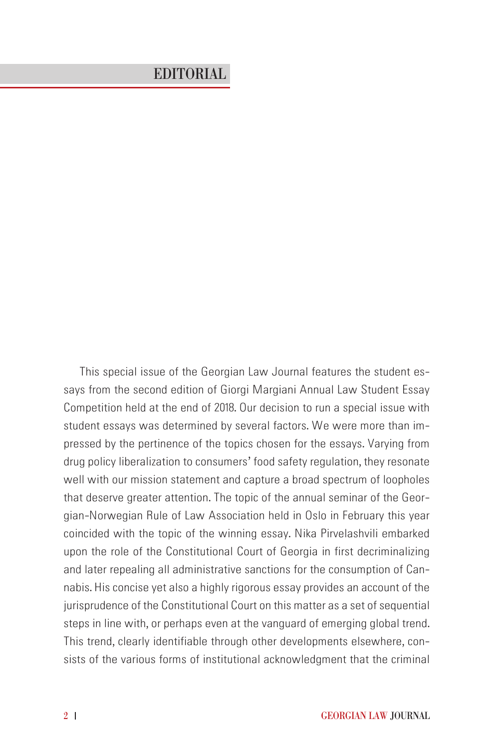# EDITORIAL

This special issue of the Georgian Law Journal features the student essays from the second edition of Giorgi Margiani Annual Law Student Essay Competition held at the end of 2018. Our decision to run a special issue with student essays was determined by several factors. We were more than impressed by the pertinence of the topics chosen for the essays. Varying from drug policy liberalization to consumers' food safety regulation, they resonate well with our mission statement and capture a broad spectrum of loopholes that deserve greater attention. The topic of the annual seminar of the Georgian-Norwegian Rule of Law Association held in Oslo in February this year coincided with the topic of the winning essay. Nika Pirvelashvili embarked upon the role of the Constitutional Court of Georgia in first decriminalizing and later repealing all administrative sanctions for the consumption of Cannabis. His concise yet also a highly rigorous essay provides an account of the jurisprudence of the Constitutional Court on this matter as a set of sequential steps in line with, or perhaps even at the vanguard of emerging global trend. This trend, clearly identifiable through other developments elsewhere, consists of the various forms of institutional acknowledgment that the criminal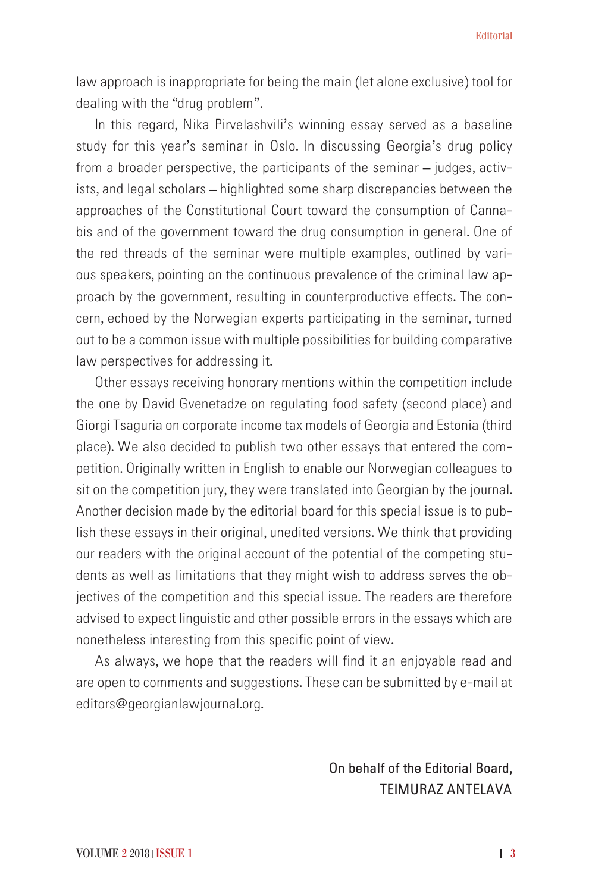law approach is inappropriate for being the main (let alone exclusive) tool for dealing with the "drug problem".

In this regard, Nika Pirvelashvili's winning essay served as a baseline study for this year's seminar in Oslo. In discussing Georgia's drug policy from a broader perspective, the participants of the seminar – judges, activists, and legal scholars – highlighted some sharp discrepancies between the approaches of the Constitutional Court toward the consumption of Cannabis and of the government toward the drug consumption in general. One of the red threads of the seminar were multiple examples, outlined by various speakers, pointing on the continuous prevalence of the criminal law approach by the government, resulting in counterproductive effects. The concern, echoed by the Norwegian experts participating in the seminar, turned out to be a common issue with multiple possibilities for building comparative law perspectives for addressing it.

Other essays receiving honorary mentions within the competition include the one by David Gvenetadze on regulating food safety (second place) and Giorgi Tsaguria on corporate income tax models of Georgia and Estonia (third place). We also decided to publish two other essays that entered the competition. Originally written in English to enable our Norwegian colleagues to sit on the competition jury, they were translated into Georgian by the journal. Another decision made by the editorial board for this special issue is to publish these essays in their original, unedited versions. We think that providing our readers with the original account of the potential of the competing students as well as limitations that they might wish to address serves the objectives of the competition and this special issue. The readers are therefore advised to expect linguistic and other possible errors in the essays which are nonetheless interesting from this specific point of view.

As always, we hope that the readers will find it an enjoyable read and are open to comments and suggestions. These can be submitted by e-mail at editors@georgianlawjournal.org.

On behalf of the Editorial Board,
TEIMURAZ ANTELAVA